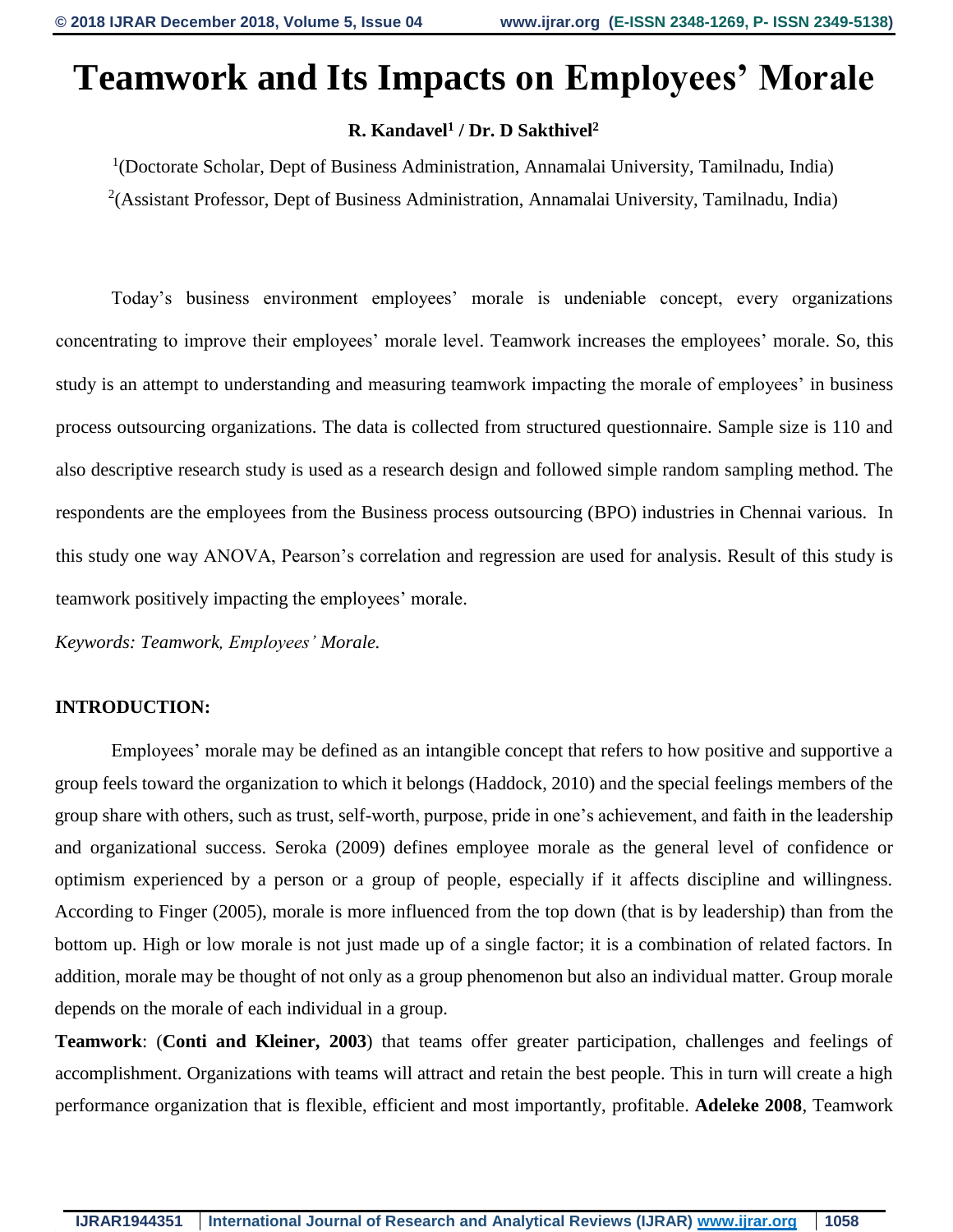# Teamwork and Its Impacts on Employees' Morale

**R. Kandavel[1] / Dr. D Sakthivel[2]**

[1](Doctorate Scholar, Dept of Business Administration, Annamalai University, Tamilnadu, India)

[2](Assistant Professor, Dept of Business Administration, Annamalai University, Tamilnadu, India)

Today's business environment employees' morale is undeniable concept, every organizations concentrating to improve their employees' morale level. Teamwork increases the employees' morale. So, this study is an attempt to understanding and measuring teamwork impacting the morale of employees' in business process outsourcing organizations. The data is collected from structured questionnaire. Sample size is 110 and also descriptive research study is used as a research design and followed simple random sampling method. The respondents are the employees from the Business process outsourcing (BPO) industries in Chennai various. In this study one way ANOVA, Pearson's correlation and regression are used for analysis. Result of this study is teamwork positively impacting the employees' morale.

*Keywords: Teamwork, Employees' Morale.*

## INTRODUCTION:

Employees' morale may be defined as an intangible concept that refers to how positive and supportive a group feels toward the organization to which it belongs (Haddock, 2010) and the special feelings members of the group share with others, such as trust, self-worth, purpose, pride in one's achievement, and faith in the leadership and organizational success. Seroka (2009) defines employee morale as the general level of confidence or optimism experienced by a person or a group of people, especially if it affects discipline and willingness. According to Finger (2005), morale is more influenced from the top down (that is by leadership) than from the bottom up. High or low morale is not just made up of a single factor; it is a combination of related factors. In addition, morale may be thought of not only as a group phenomenon but also an individual matter. Group morale depends on the morale of each individual in a group.

**Teamwork**: (**Conti and Kleiner, 2003**) that teams offer greater participation, challenges and feelings of accomplishment. Organizations with teams will attract and retain the best people. This in turn will create a high performance organization that is flexible, efficient and most importantly, profitable. **Adeleke 2008**, Teamwork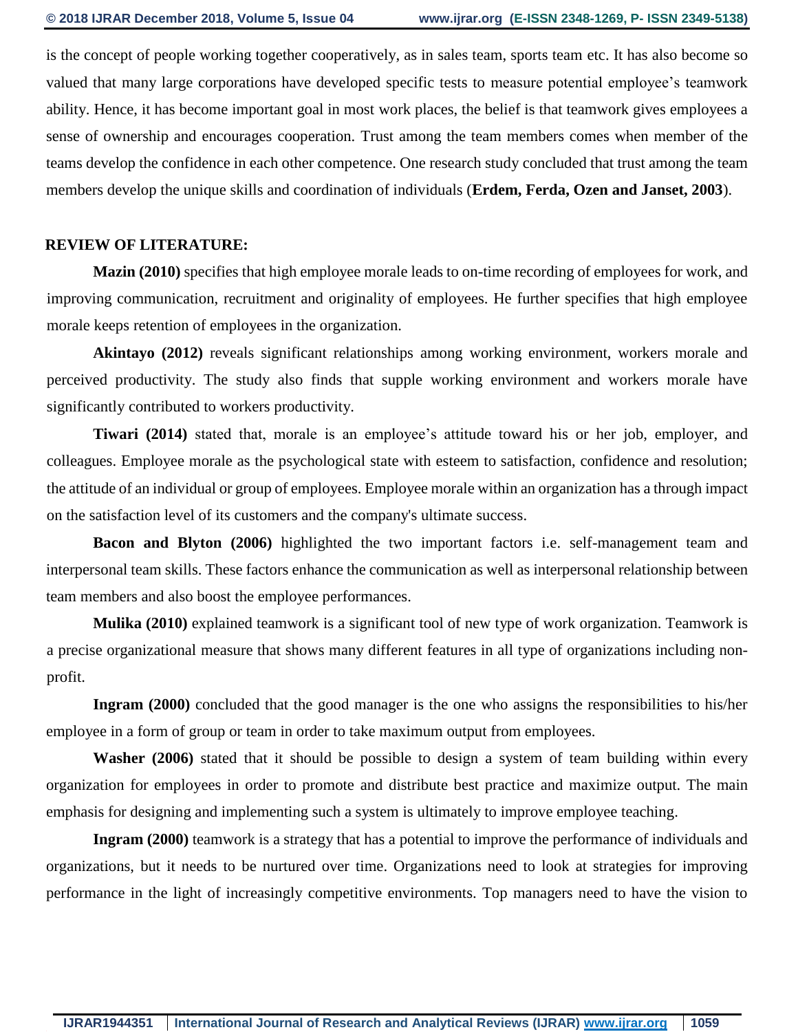is the concept of people working together cooperatively, as in sales team, sports team etc. It has also become so valued that many large corporations have developed specific tests to measure potential employee's teamwork ability. Hence, it has become important goal in most work places, the belief is that teamwork gives employees a sense of ownership and encourages cooperation. Trust among the team members comes when member of the teams develop the confidence in each other competence. One research study concluded that trust among the team members develop the unique skills and coordination of individuals (**Erdem, Ferda, Ozen and Janset, 2003**).

## REVIEW OF LITERATURE:

**Mazin (2010)** specifies that high employee morale leads to on-time recording of employees for work, and improving communication, recruitment and originality of employees. He further specifies that high employee morale keeps retention of employees in the organization.

**Akintayo (2012)** reveals significant relationships among working environment, workers morale and perceived productivity. The study also finds that supple working environment and workers morale have significantly contributed to workers productivity.

**Tiwari (2014)** stated that, morale is an employee's attitude toward his or her job, employer, and colleagues. Employee morale as the psychological state with esteem to satisfaction, confidence and resolution; the attitude of an individual or group of employees. Employee morale within an organization has a through impact on the satisfaction level of its customers and the company's ultimate success.

**Bacon and Blyton (2006)** highlighted the two important factors i.e. self-management team and interpersonal team skills. These factors enhance the communication as well as interpersonal relationship between team members and also boost the employee performances.

**Mulika (2010)** explained teamwork is a significant tool of new type of work organization. Teamwork is a precise organizational measure that shows many different features in all type of organizations including non-profit.

**Ingram (2000)** concluded that the good manager is the one who assigns the responsibilities to his/her employee in a form of group or team in order to take maximum output from employees.

**Washer (2006)** stated that it should be possible to design a system of team building within every organization for employees in order to promote and distribute best practice and maximize output. The main emphasis for designing and implementing such a system is ultimately to improve employee teaching.

**Ingram (2000)** teamwork is a strategy that has a potential to improve the performance of individuals and organizations, but it needs to be nurtured over time. Organizations need to look at strategies for improving performance in the light of increasingly competitive environments. Top managers need to have the vision to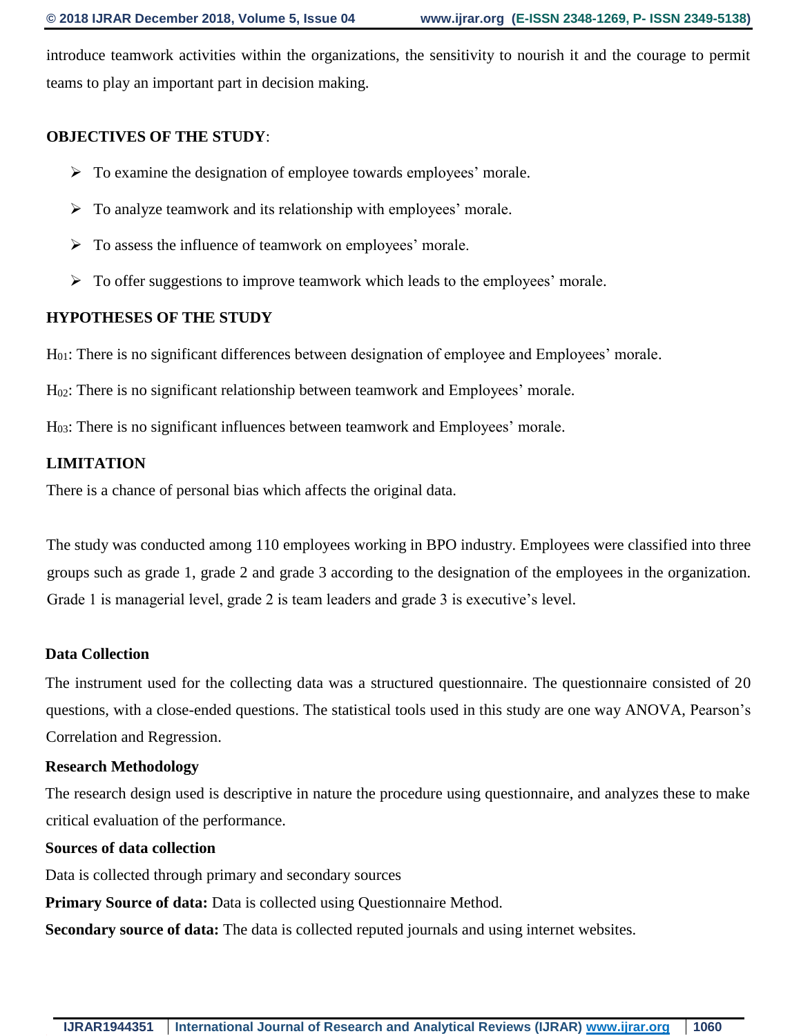introduce teamwork activities within the organizations, the sensitivity to nourish it and the courage to permit teams to play an important part in decision making.

**OBJECTIVES OF THE STUDY**:

- To examine the designation of employee towards employees' morale.
- To analyze teamwork and its relationship with employees' morale.
- To assess the influence of teamwork on employees' morale.
- To offer suggestions to improve teamwork which leads to the employees' morale.

**HYPOTHESES OF THE STUDY**

$H_{01}$: There is no significant differences between designation of employee and Employees' morale.

$H_{02}$: There is no significant relationship between teamwork and Employees' morale.

$H_{03}$: There is no significant influences between teamwork and Employees' morale.

**LIMITATION**

There is a chance of personal bias which affects the original data.

The study was conducted among 110 employees working in BPO industry. Employees were classified into three groups such as grade 1, grade 2 and grade 3 according to the designation of the employees in the organization. Grade 1 is managerial level, grade 2 is team leaders and grade 3 is executive's level.

**Data Collection**

The instrument used for the collecting data was a structured questionnaire. The questionnaire consisted of 20 questions, with a close-ended questions. The statistical tools used in this study are one way ANOVA, Pearson's Correlation and Regression.

**Research Methodology**

The research design used is descriptive in nature the procedure using questionnaire, and analyzes these to make critical evaluation of the performance.

**Sources of data collection**

Data is collected through primary and secondary sources

**Primary Source of data:** Data is collected using Questionnaire Method.

**Secondary source of data:** The data is collected reputed journals and using internet websites.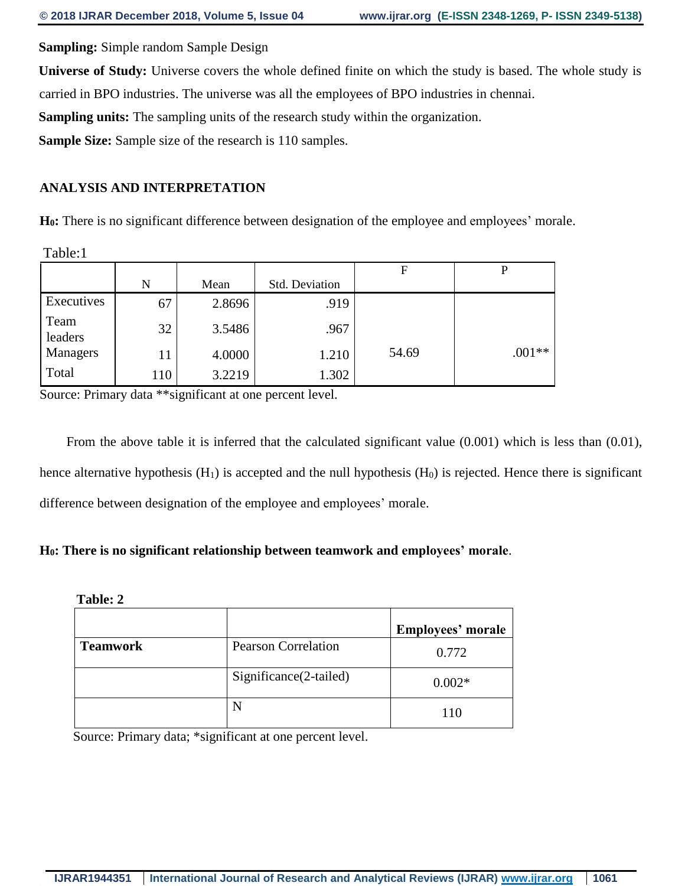**Sampling:** Simple random Sample Design

**Universe of Study:** Universe covers the whole defined finite on which the study is based. The whole study is carried in BPO industries. The universe was all the employees of BPO industries in chennai.

**Sampling units:** The sampling units of the research study within the organization.

**Sample Size:** Sample size of the research is 110 samples.

## ANALYSIS AND INTERPRETATION

**$H_0$:** There is no significant difference between designation of the employee and employees' morale.

Table:1

| | N | Mean | Std. Deviation | F | P |
|---|---|---|---|---|---|
| Executives | 67 | 2.8696 | .919 | | |
| Team leaders | 32 | 3.5486 | .967 | | |
| Managers | 11 | 4.0000 | 1.210 | 54.69 | .001** |
| Total | 110 | 3.2219 | 1.302 | | |

Source: Primary data **significant at one percent level.

From the above table it is inferred that the calculated significant value (0.001) which is less than (0.01), hence alternative hypothesis ($H_1$) is accepted and the null hypothesis ($H_0$) is rejected. Hence there is significant difference between designation of the employee and employees' morale.

**$H_0$: There is no significant relationship between teamwork and employees' morale**.

**Table: 2**

| | | **Employees' morale** |
|---|---|---|
| **Teamwork** | Pearson Correlation | 0.772 |
| | Significance(2-tailed) | 0.002* |
| | N | 110 |

Source: Primary data; *significant at one percent level.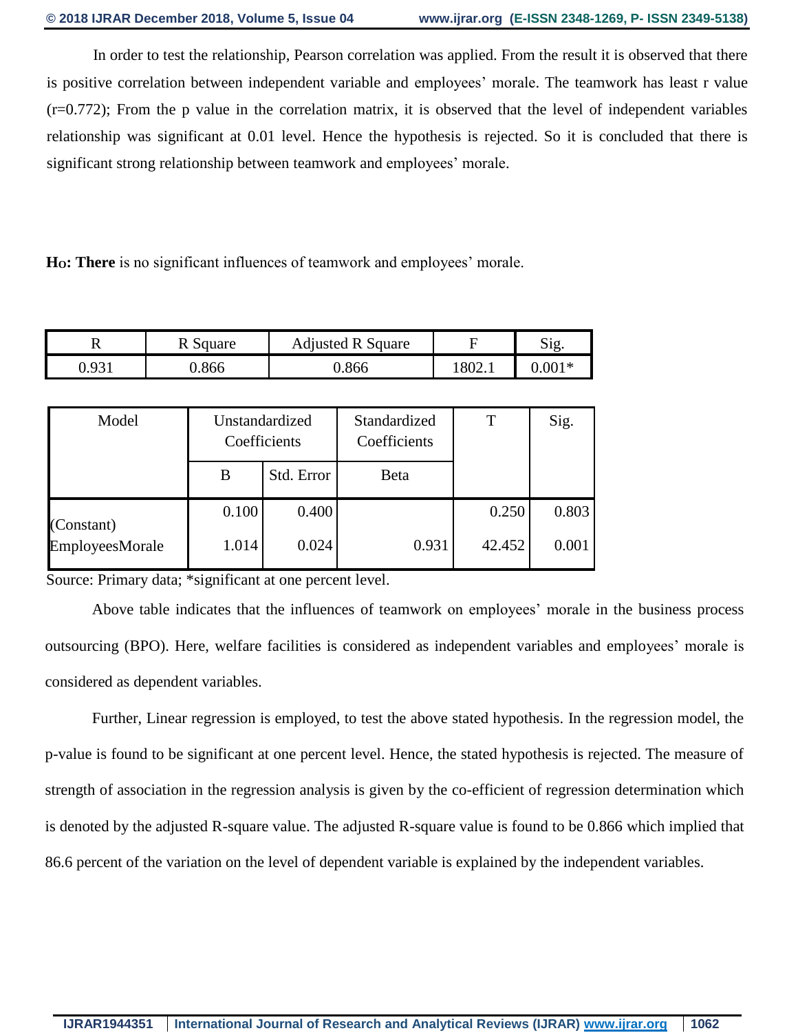In order to test the relationship, Pearson correlation was applied. From the result it is observed that there is positive correlation between independent variable and employees' morale. The teamwork has least r value (r=0.772); From the p value in the correlation matrix, it is observed that the level of independent variables relationship was significant at 0.01 level. Hence the hypothesis is rejected. So it is concluded that there is significant strong relationship between teamwork and employees' morale.

**Ho: There** is no significant influences of teamwork and employees' morale.

| R | R Square | Adjusted R Square | F | Sig. |
|---|---|---|---|---|
| 0.931 | 0.866 | 0.866 | 1802.1 | 0.001* |

| Model | Unstandardized Coefficients | | Standardized Coefficients | T | Sig. |
|---|---|---|---|---|---|
| | B | Std. Error | Beta | | |
| (Constant) | 0.100 | 0.400 | | 0.250 | 0.803 |
| EmployeesMorale | 1.014 | 0.024 | 0.931 | 42.452 | 0.001 |

Source: Primary data; *significant at one percent level.

Above table indicates that the influences of teamwork on employees' morale in the business process outsourcing (BPO). Here, welfare facilities is considered as independent variables and employees' morale is considered as dependent variables.

Further, Linear regression is employed, to test the above stated hypothesis. In the regression model, the p-value is found to be significant at one percent level. Hence, the stated hypothesis is rejected. The measure of strength of association in the regression analysis is given by the co-efficient of regression determination which is denoted by the adjusted R-square value. The adjusted R-square value is found to be 0.866 which implied that 86.6 percent of the variation on the level of dependent variable is explained by the independent variables.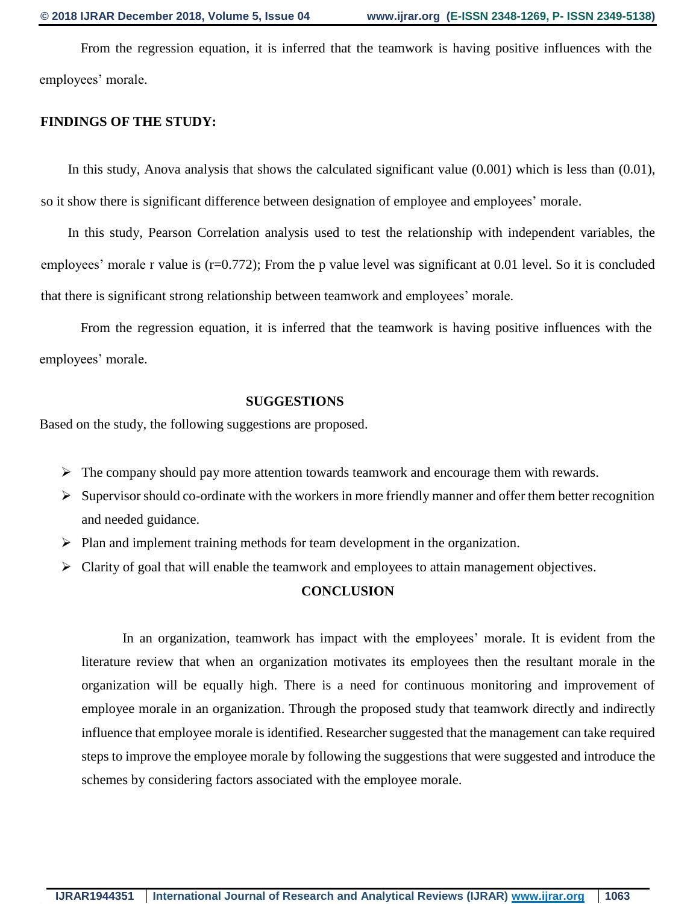From the regression equation, it is inferred that the teamwork is having positive influences with the employees' morale.

## FINDINGS OF THE STUDY:

In this study, Anova analysis that shows the calculated significant value (0.001) which is less than (0.01), so it show there is significant difference between designation of employee and employees' morale.

In this study, Pearson Correlation analysis used to test the relationship with independent variables, the employees' morale r value is ($r=0.772$); From the p value level was significant at 0.01 level. So it is concluded that there is significant strong relationship between teamwork and employees' morale.

From the regression equation, it is inferred that the teamwork is having positive influences with the employees' morale.

## SUGGESTIONS

Based on the study, the following suggestions are proposed.

- The company should pay more attention towards teamwork and encourage them with rewards.
- Supervisor should co-ordinate with the workers in more friendly manner and offer them better recognition and needed guidance.
- Plan and implement training methods for team development in the organization.
- Clarity of goal that will enable the teamwork and employees to attain management objectives.

## CONCLUSION

In an organization, teamwork has impact with the employees' morale. It is evident from the literature review that when an organization motivates its employees then the resultant morale in the organization will be equally high. There is a need for continuous monitoring and improvement of employee morale in an organization. Through the proposed study that teamwork directly and indirectly influence that employee morale is identified. Researcher suggested that the management can take required steps to improve the employee morale by following the suggestions that were suggested and introduce the schemes by considering factors associated with the employee morale.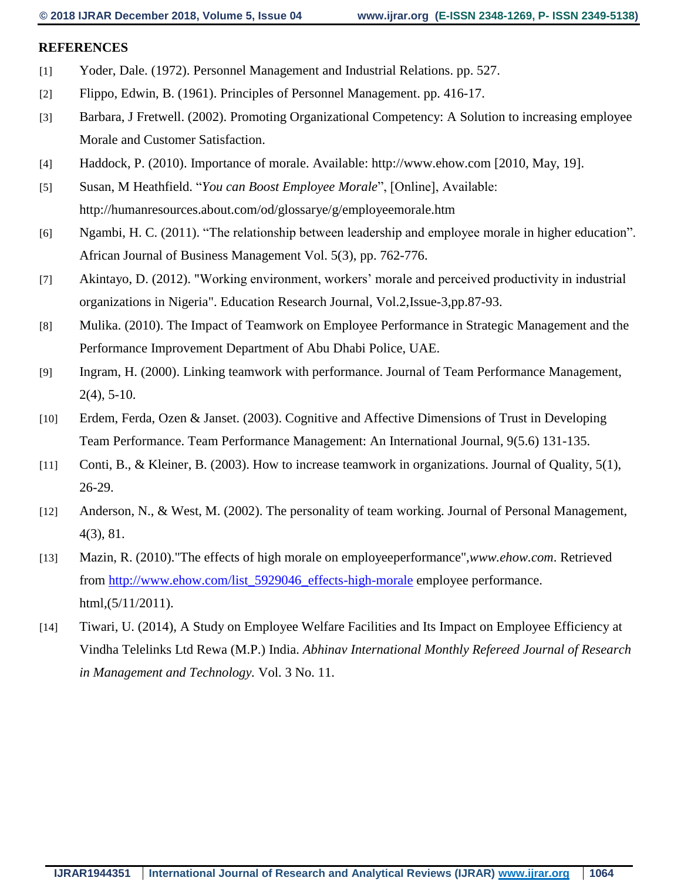## REFERENCES

[1] Yoder, Dale. (1972). Personnel Management and Industrial Relations. pp. 527.

[2] Flippo, Edwin, B. (1961). Principles of Personnel Management. pp. 416-17.

[3] Barbara, J Fretwell. (2002). Promoting Organizational Competency: A Solution to increasing employee Morale and Customer Satisfaction.

[4] Haddock, P. (2010). Importance of morale. Available: http://www.ehow.com [2010, May, 19].

[5] Susan, M Heathfield. "*You can Boost Employee Morale*", [Online], Available: http://humanresources.about.com/od/glossarye/g/employeemorale.htm

[6] Ngambi, H. C. (2011). "The relationship between leadership and employee morale in higher education". African Journal of Business Management Vol. 5(3), pp. 762-776.

[7] Akintayo, D. (2012). "Working environment, workers' morale and perceived productivity in industrial organizations in Nigeria". Education Research Journal, Vol.2,Issue-3,pp.87-93.

[8] Mulika. (2010). The Impact of Teamwork on Employee Performance in Strategic Management and the Performance Improvement Department of Abu Dhabi Police, UAE.

[9] Ingram, H. (2000). Linking teamwork with performance. Journal of Team Performance Management, 2(4), 5-10.

[10] Erdem, Ferda, Ozen & Janset. (2003). Cognitive and Affective Dimensions of Trust in Developing Team Performance. Team Performance Management: An International Journal, 9(5.6) 131-135.

[11] Conti, B., & Kleiner, B. (2003). How to increase teamwork in organizations. Journal of Quality, 5(1), 26-29.

[12] Anderson, N., & West, M. (2002). The personality of team working. Journal of Personal Management, 4(3), 81.

[13] Mazin, R. (2010)."The effects of high morale on employeeperformance",*www.ehow.com*. Retrieved from http://www.ehow.com/list_5929046_effects-high-morale employee performance. html,(5/11/2011).

[14] Tiwari, U. (2014), A Study on Employee Welfare Facilities and Its Impact on Employee Efficiency at Vindha Telelinks Ltd Rewa (M.P.) India. *Abhinav International Monthly Refereed Journal of Research in Management and Technology.* Vol. 3 No. 11.